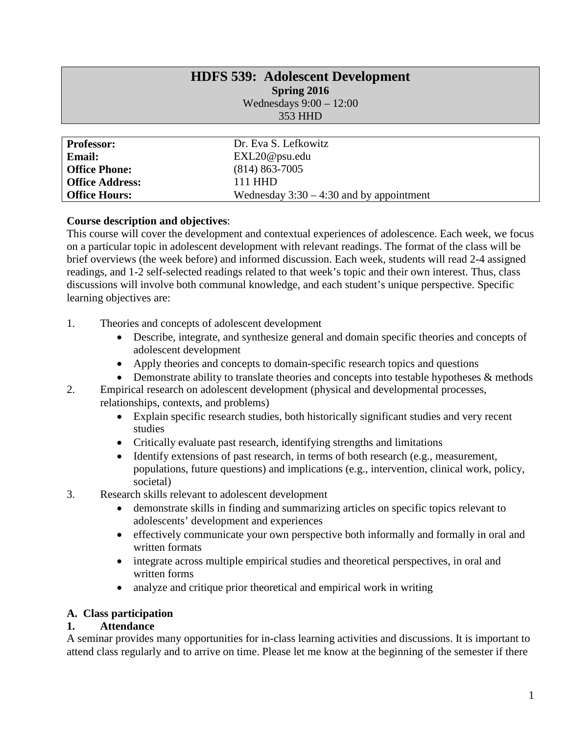# HDFS 539: Adolescent Development

**Spring 2016**

Wednesdays 9:00 – 12:00

353 HHD

| | |
|---|---|
| **Professor:** | Dr. Eva S. Lefkowitz |
| **Email:** | EXL20@psu.edu |
| **Office Phone:** | (814) 863-7005 |
| **Office Address:** | 111 HHD |
| **Office Hours:** | Wednesday 3:30 – 4:30 and by appointment |

**Course description and objectives**:

This course will cover the development and contextual experiences of adolescence. Each week, we focus on a particular topic in adolescent development with relevant readings. The format of the class will be brief overviews (the week before) and informed discussion. Each week, students will read 2-4 assigned readings, and 1-2 self-selected readings related to that week's topic and their own interest. Thus, class discussions will involve both communal knowledge, and each student's unique perspective. Specific learning objectives are:

1. Theories and concepts of adolescent development
   - Describe, integrate, and synthesize general and domain specific theories and concepts of adolescent development
   - Apply theories and concepts to domain-specific research topics and questions
   - Demonstrate ability to translate theories and concepts into testable hypotheses & methods
2. Empirical research on adolescent development (physical and developmental processes, relationships, contexts, and problems)
   - Explain specific research studies, both historically significant studies and very recent studies
   - Critically evaluate past research, identifying strengths and limitations
   - Identify extensions of past research, in terms of both research (e.g., measurement, populations, future questions) and implications (e.g., intervention, clinical work, policy, societal)
3. Research skills relevant to adolescent development
   - demonstrate skills in finding and summarizing articles on specific topics relevant to adolescents' development and experiences
   - effectively communicate your own perspective both informally and formally in oral and written formats
   - integrate across multiple empirical studies and theoretical perspectives, in oral and written forms
   - analyze and critique prior theoretical and empirical work in writing

## A. Class participation

### 1. Attendance

A seminar provides many opportunities for in-class learning activities and discussions. It is important to attend class regularly and to arrive on time. Please let me know at the beginning of the semester if there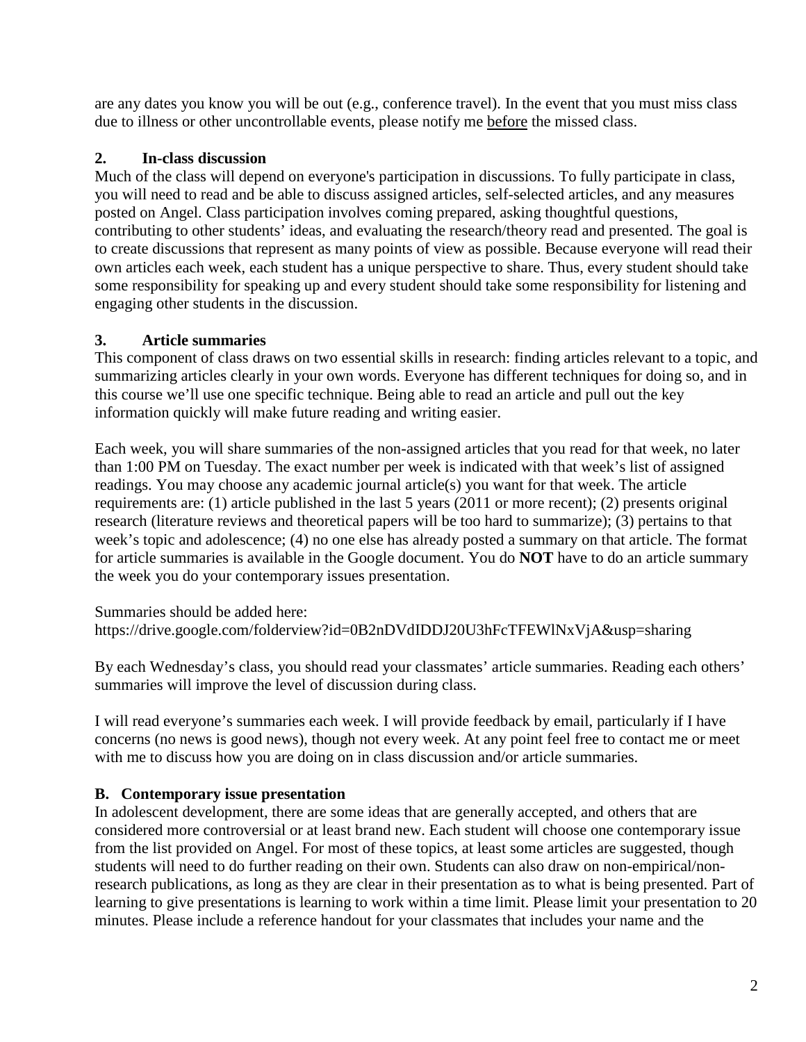are any dates you know you will be out (e.g., conference travel). In the event that you must miss class due to illness or other uncontrollable events, please notify me before the missed class.

### 2. In-class discussion

Much of the class will depend on everyone's participation in discussions. To fully participate in class, you will need to read and be able to discuss assigned articles, self-selected articles, and any measures posted on Angel. Class participation involves coming prepared, asking thoughtful questions, contributing to other students' ideas, and evaluating the research/theory read and presented. The goal is to create discussions that represent as many points of view as possible. Because everyone will read their own articles each week, each student has a unique perspective to share. Thus, every student should take some responsibility for speaking up and every student should take some responsibility for listening and engaging other students in the discussion.

### 3. Article summaries

This component of class draws on two essential skills in research: finding articles relevant to a topic, and summarizing articles clearly in your own words. Everyone has different techniques for doing so, and in this course we'll use one specific technique. Being able to read an article and pull out the key information quickly will make future reading and writing easier.

Each week, you will share summaries of the non-assigned articles that you read for that week, no later than 1:00 PM on Tuesday. The exact number per week is indicated with that week's list of assigned readings. You may choose any academic journal article(s) you want for that week. The article requirements are: (1) article published in the last 5 years (2011 or more recent); (2) presents original research (literature reviews and theoretical papers will be too hard to summarize); (3) pertains to that week's topic and adolescence; (4) no one else has already posted a summary on that article. The format for article summaries is available in the Google document. You do **NOT** have to do an article summary the week you do your contemporary issues presentation.

Summaries should be added here:
https://drive.google.com/folderview?id=0B2nDVdIDDJ20U3hFcTFEWlNxVjA&usp=sharing

By each Wednesday's class, you should read your classmates' article summaries. Reading each others' summaries will improve the level of discussion during class.

I will read everyone's summaries each week. I will provide feedback by email, particularly if I have concerns (no news is good news), though not every week. At any point feel free to contact me or meet with me to discuss how you are doing on in class discussion and/or article summaries.

## B. Contemporary issue presentation

In adolescent development, there are some ideas that are generally accepted, and others that are considered more controversial or at least brand new. Each student will choose one contemporary issue from the list provided on Angel. For most of these topics, at least some articles are suggested, though students will need to do further reading on their own. Students can also draw on non-empirical/non-research publications, as long as they are clear in their presentation as to what is being presented. Part of learning to give presentations is learning to work within a time limit. Please limit your presentation to 20 minutes. Please include a reference handout for your classmates that includes your name and the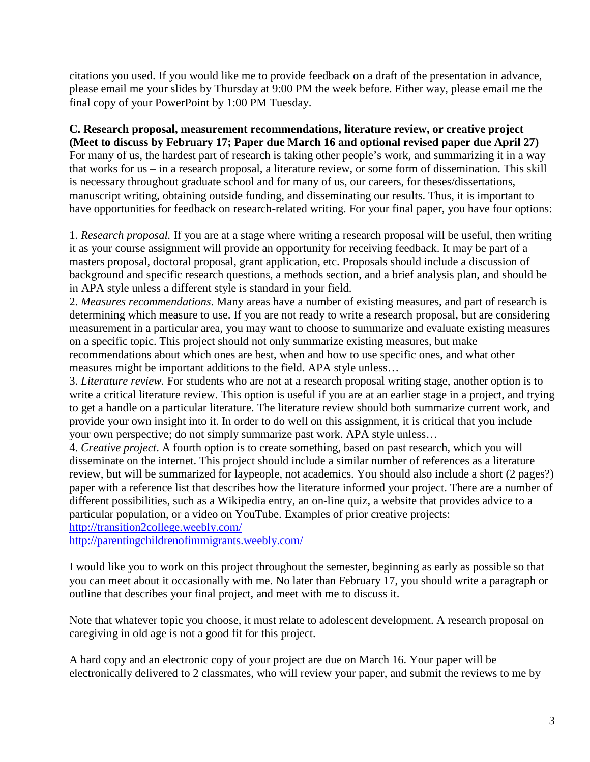citations you used. If you would like me to provide feedback on a draft of the presentation in advance, please email me your slides by Thursday at 9:00 PM the week before. Either way, please email me the final copy of your PowerPoint by 1:00 PM Tuesday.

**C. Research proposal, measurement recommendations, literature review, or creative project (Meet to discuss by February 17; Paper due March 16 and optional revised paper due April 27)**

For many of us, the hardest part of research is taking other people's work, and summarizing it in a way that works for us – in a research proposal, a literature review, or some form of dissemination. This skill is necessary throughout graduate school and for many of us, our careers, for theses/dissertations, manuscript writing, obtaining outside funding, and disseminating our results. Thus, it is important to have opportunities for feedback on research-related writing. For your final paper, you have four options:

1. *Research proposal.* If you are at a stage where writing a research proposal will be useful, then writing it as your course assignment will provide an opportunity for receiving feedback. It may be part of a masters proposal, doctoral proposal, grant application, etc. Proposals should include a discussion of background and specific research questions, a methods section, and a brief analysis plan, and should be in APA style unless a different style is standard in your field.
2. *Measures recommendations*. Many areas have a number of existing measures, and part of research is determining which measure to use. If you are not ready to write a research proposal, but are considering measurement in a particular area, you may want to choose to summarize and evaluate existing measures on a specific topic. This project should not only summarize existing measures, but make recommendations about which ones are best, when and how to use specific ones, and what other measures might be important additions to the field. APA style unless…
3. *Literature review.* For students who are not at a research proposal writing stage, another option is to write a critical literature review. This option is useful if you are at an earlier stage in a project, and trying to get a handle on a particular literature. The literature review should both summarize current work, and provide your own insight into it. In order to do well on this assignment, it is critical that you include your own perspective; do not simply summarize past work. APA style unless…
4. *Creative project*. A fourth option is to create something, based on past research, which you will disseminate on the internet. This project should include a similar number of references as a literature review, but will be summarized for laypeople, not academics. You should also include a short (2 pages?) paper with a reference list that describes how the literature informed your project. There are a number of different possibilities, such as a Wikipedia entry, an on-line quiz, a website that provides advice to a particular population, or a video on YouTube. Examples of prior creative projects:
http://transition2college.weebly.com/
http://parentingchildrenofimmigrants.weebly.com/

I would like you to work on this project throughout the semester, beginning as early as possible so that you can meet about it occasionally with me. No later than February 17, you should write a paragraph or outline that describes your final project, and meet with me to discuss it.

Note that whatever topic you choose, it must relate to adolescent development. A research proposal on caregiving in old age is not a good fit for this project.

A hard copy and an electronic copy of your project are due on March 16. Your paper will be electronically delivered to 2 classmates, who will review your paper, and submit the reviews to me by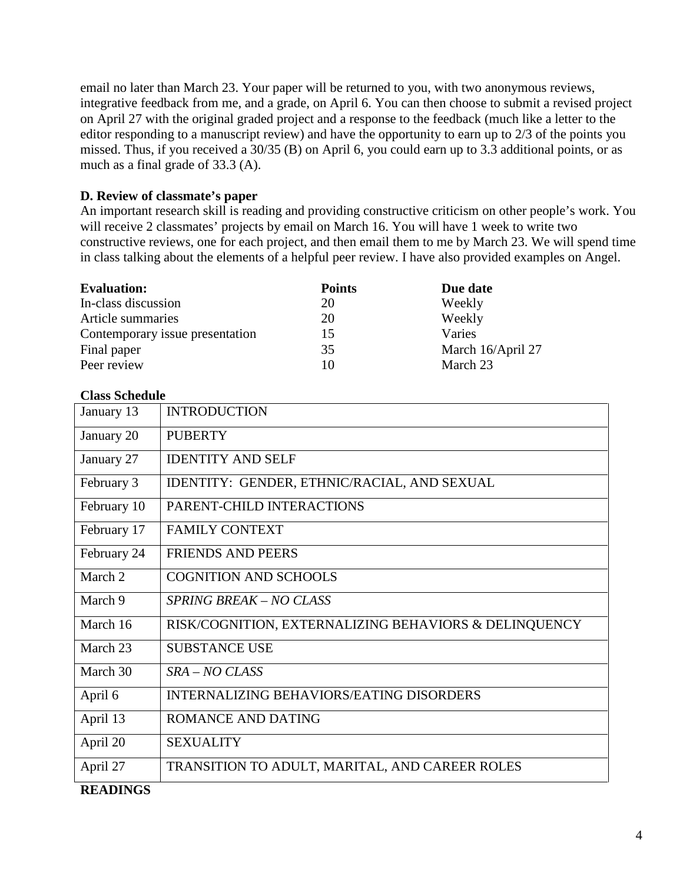email no later than March 23. Your paper will be returned to you, with two anonymous reviews, integrative feedback from me, and a grade, on April 6. You can then choose to submit a revised project on April 27 with the original graded project and a response to the feedback (much like a letter to the editor responding to a manuscript review) and have the opportunity to earn up to 2/3 of the points you missed. Thus, if you received a 30/35 (B) on April 6, you could earn up to 3.3 additional points, or as much as a final grade of 33.3 (A).

**D. Review of classmate's paper**

An important research skill is reading and providing constructive criticism on other people's work. You will receive 2 classmates' projects by email on March 16. You will have 1 week to write two constructive reviews, one for each project, and then email them to me by March 23. We will spend time in class talking about the elements of a helpful peer review. I have also provided examples on Angel.

| **Evaluation:** | **Points** | **Due date** |
|---|---|---|
| In-class discussion | 20 | Weekly |
| Article summaries | 20 | Weekly |
| Contemporary issue presentation | 15 | Varies |
| Final paper | 35 | March 16/April 27 |
| Peer review | 10 | March 23 |

**Class Schedule**

| | |
|---|---|
| January 13 | INTRODUCTION |
| January 20 | PUBERTY |
| January 27 | IDENTITY AND SELF |
| February 3 | IDENTITY: GENDER, ETHNIC/RACIAL, AND SEXUAL |
| February 10 | PARENT-CHILD INTERACTIONS |
| February 17 | FAMILY CONTEXT |
| February 24 | FRIENDS AND PEERS |
| March 2 | COGNITION AND SCHOOLS |
| March 9 | *SPRING BREAK – NO CLASS* |
| March 16 | RISK/COGNITION, EXTERNALIZING BEHAVIORS & DELINQUENCY |
| March 23 | SUBSTANCE USE |
| March 30 | *SRA – NO CLASS* |
| April 6 | INTERNALIZING BEHAVIORS/EATING DISORDERS |
| April 13 | ROMANCE AND DATING |
| April 20 | SEXUALITY |
| April 27 | TRANSITION TO ADULT, MARITAL, AND CAREER ROLES |

**READINGS**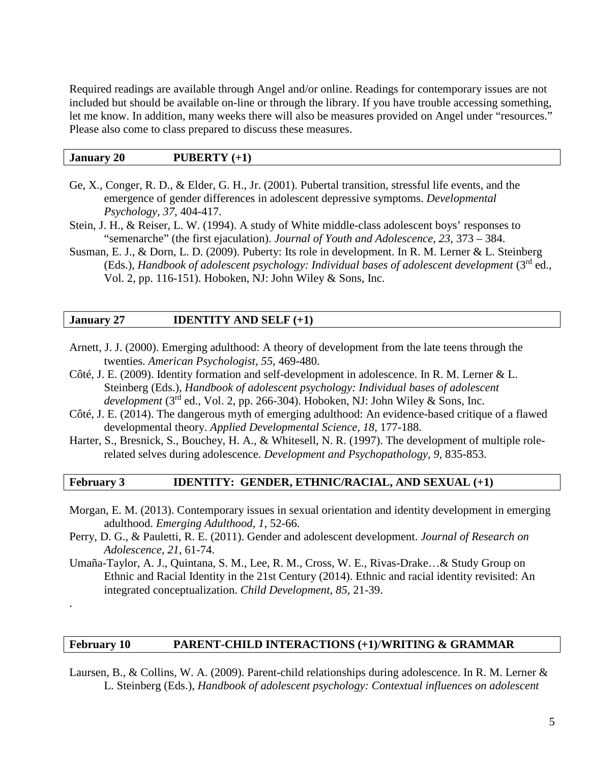Required readings are available through Angel and/or online. Readings for contemporary issues are not included but should be available on-line or through the library. If you have trouble accessing something, let me know. In addition, many weeks there will also be measures provided on Angel under "resources." Please also come to class prepared to discuss these measures.

**January 20 PUBERTY (+1)**

Ge, X., Conger, R. D., & Elder, G. H., Jr. (2001). Pubertal transition, stressful life events, and the emergence of gender differences in adolescent depressive symptoms. *Developmental Psychology, 37*, 404-417.

Stein, J. H., & Reiser, L. W. (1994). A study of White middle-class adolescent boys' responses to "semenarche" (the first ejaculation). *Journal of Youth and Adolescence, 23*, 373 – 384.

Susman, E. J., & Dorn, L. D. (2009). Puberty: Its role in development. In R. M. Lerner & L. Steinberg (Eds.), *Handbook of adolescent psychology: Individual bases of adolescent development* (3rd ed., Vol. 2, pp. 116-151). Hoboken, NJ: John Wiley & Sons, Inc.

**January 27 IDENTITY AND SELF (+1)**

Arnett, J. J. (2000). Emerging adulthood: A theory of development from the late teens through the twenties. *American Psychologist, 55*, 469-480.

Côté, J. E. (2009). Identity formation and self-development in adolescence. In R. M. Lerner & L. Steinberg (Eds.), *Handbook of adolescent psychology: Individual bases of adolescent development* (3rd ed., Vol. 2, pp. 266-304). Hoboken, NJ: John Wiley & Sons, Inc.

Côté, J. E. (2014). The dangerous myth of emerging adulthood: An evidence-based critique of a flawed developmental theory. *Applied Developmental Science, 18*, 177-188.

Harter, S., Bresnick, S., Bouchey, H. A., & Whitesell, N. R. (1997). The development of multiple role-related selves during adolescence. *Development and Psychopathology, 9*, 835-853.

**February 3 IDENTITY: GENDER, ETHNIC/RACIAL, AND SEXUAL (+1)**

Morgan, E. M. (2013). Contemporary issues in sexual orientation and identity development in emerging adulthood. *Emerging Adulthood, 1*, 52-66.

Perry, D. G., & Pauletti, R. E. (2011). Gender and adolescent development. *Journal of Research on Adolescence, 21*, 61-74.

Umaña-Taylor, A. J., Quintana, S. M., Lee, R. M., Cross, W. E., Rivas-Drake…& Study Group on Ethnic and Racial Identity in the 21st Century (2014). Ethnic and racial identity revisited: An integrated conceptualization. *Child Development, 85*, 21-39.

.

**February 10 PARENT-CHILD INTERACTIONS (+1)/WRITING & GRAMMAR**

Laursen, B., & Collins, W. A. (2009). Parent-child relationships during adolescence. In R. M. Lerner & L. Steinberg (Eds.), *Handbook of adolescent psychology: Contextual influences on adolescent*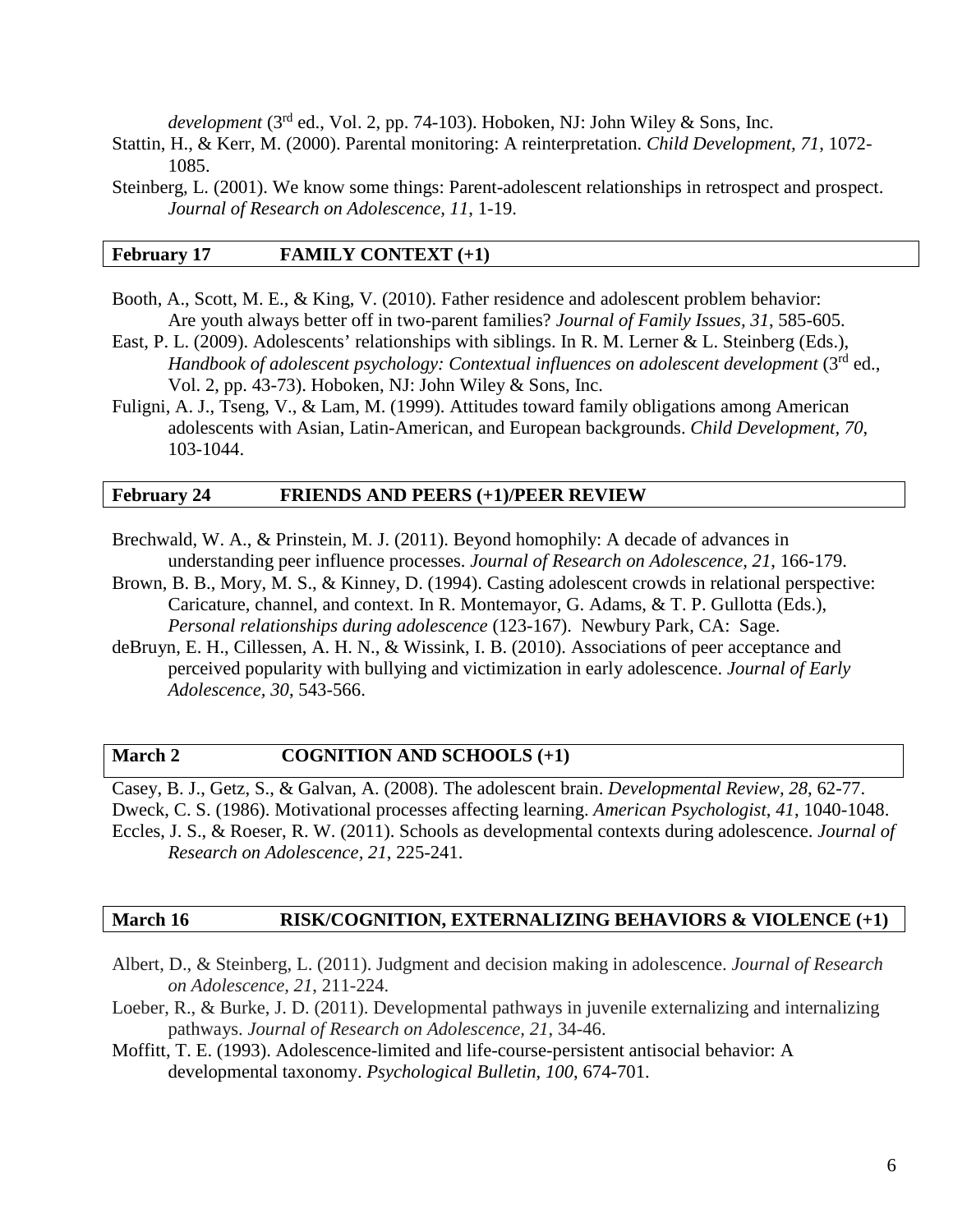*development* (3rd ed., Vol. 2, pp. 74-103). Hoboken, NJ: John Wiley & Sons, Inc.

Stattin, H., & Kerr, M. (2000). Parental monitoring: A reinterpretation. *Child Development, 71*, 1072-1085.

Steinberg, L. (2001). We know some things: Parent-adolescent relationships in retrospect and prospect. *Journal of Research on Adolescence, 11*, 1-19.

**February 17 FAMILY CONTEXT (+1)**

Booth, A., Scott, M. E., & King, V. (2010). Father residence and adolescent problem behavior: Are youth always better off in two-parent families? *Journal of Family Issues, 31*, 585-605.

East, P. L. (2009). Adolescents' relationships with siblings. In R. M. Lerner & L. Steinberg (Eds.), *Handbook of adolescent psychology: Contextual influences on adolescent development* (3rd ed., Vol. 2, pp. 43-73). Hoboken, NJ: John Wiley & Sons, Inc.

Fuligni, A. J., Tseng, V., & Lam, M. (1999). Attitudes toward family obligations among American adolescents with Asian, Latin-American, and European backgrounds. *Child Development, 70*, 103-1044.

**February 24 FRIENDS AND PEERS (+1)/PEER REVIEW**

Brechwald, W. A., & Prinstein, M. J. (2011). Beyond homophily: A decade of advances in understanding peer influence processes. *Journal of Research on Adolescence, 21*, 166-179.

Brown, B. B., Mory, M. S., & Kinney, D. (1994). Casting adolescent crowds in relational perspective: Caricature, channel, and context. In R. Montemayor, G. Adams, & T. P. Gullotta (Eds.), *Personal relationships during adolescence* (123-167). Newbury Park, CA: Sage.

deBruyn, E. H., Cillessen, A. H. N., & Wissink, I. B. (2010). Associations of peer acceptance and perceived popularity with bullying and victimization in early adolescence. *Journal of Early Adolescence, 30*, 543-566.

**March 2 COGNITION AND SCHOOLS (+1)**

Casey, B. J., Getz, S., & Galvan, A. (2008). The adolescent brain. *Developmental Review, 28*, 62-77.

Dweck, C. S. (1986). Motivational processes affecting learning. *American Psychologist, 41*, 1040-1048.

Eccles, J. S., & Roeser, R. W. (2011). Schools as developmental contexts during adolescence. *Journal of Research on Adolescence, 21*, 225-241.

**March 16 RISK/COGNITION, EXTERNALIZING BEHAVIORS & VIOLENCE (+1)**

Albert, D., & Steinberg, L. (2011). Judgment and decision making in adolescence. *Journal of Research on Adolescence, 21*, 211-224.

Loeber, R., & Burke, J. D. (2011). Developmental pathways in juvenile externalizing and internalizing pathways. *Journal of Research on Adolescence, 21*, 34-46.

Moffitt, T. E. (1993). Adolescence-limited and life-course-persistent antisocial behavior: A developmental taxonomy. *Psychological Bulletin, 100*, 674-701.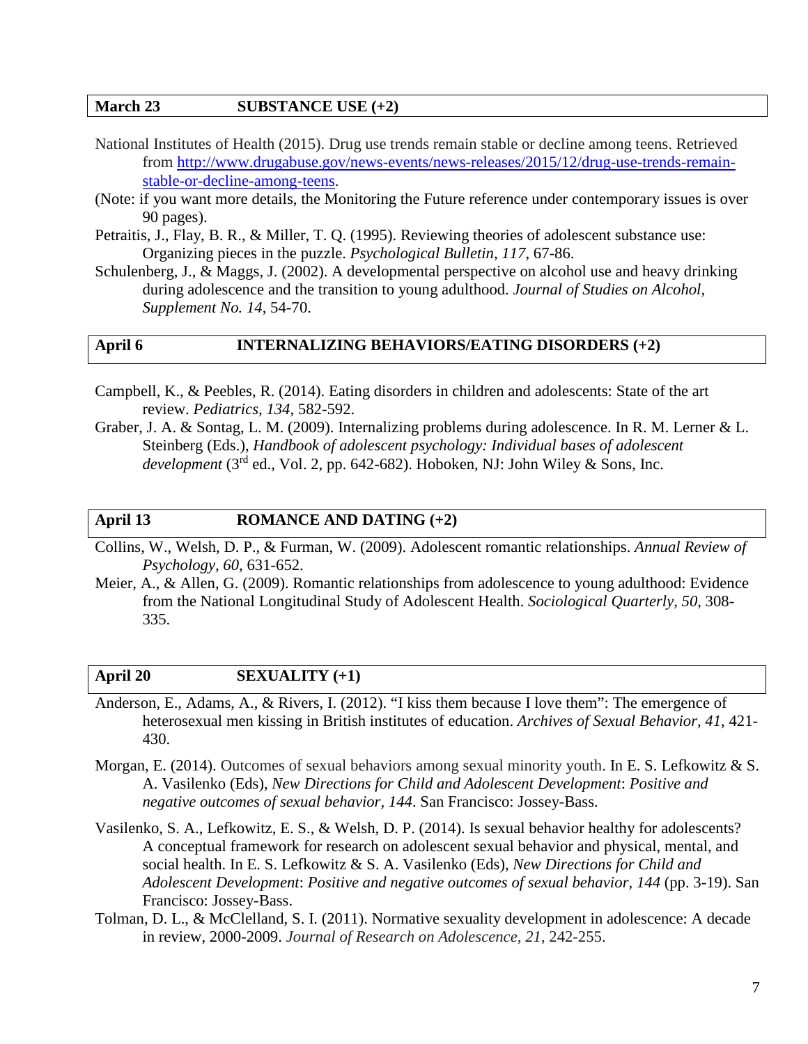## March 23 SUBSTANCE USE (+2)

National Institutes of Health (2015). Drug use trends remain stable or decline among teens. Retrieved from http://www.drugabuse.gov/news-events/news-releases/2015/12/drug-use-trends-remain-stable-or-decline-among-teens.

(Note: if you want more details, the Monitoring the Future reference under contemporary issues is over 90 pages).

Petraitis, J., Flay, B. R., & Miller, T. Q. (1995). Reviewing theories of adolescent substance use: Organizing pieces in the puzzle. *Psychological Bulletin, 117*, 67-86.

Schulenberg, J., & Maggs, J. (2002). A developmental perspective on alcohol use and heavy drinking during adolescence and the transition to young adulthood. *Journal of Studies on Alcohol, Supplement No. 14*, 54-70.

## April 6 INTERNALIZING BEHAVIORS/EATING DISORDERS (+2)

Campbell, K., & Peebles, R. (2014). Eating disorders in children and adolescents: State of the art review. *Pediatrics, 134*, 582-592.

Graber, J. A. & Sontag, L. M. (2009). Internalizing problems during adolescence. In R. M. Lerner & L. Steinberg (Eds.), *Handbook of adolescent psychology: Individual bases of adolescent development* (3rd ed., Vol. 2, pp. 642-682). Hoboken, NJ: John Wiley & Sons, Inc.

## April 13 ROMANCE AND DATING (+2)

Collins, W., Welsh, D. P., & Furman, W. (2009). Adolescent romantic relationships. *Annual Review of Psychology, 60*, 631-652.

Meier, A., & Allen, G. (2009). Romantic relationships from adolescence to young adulthood: Evidence from the National Longitudinal Study of Adolescent Health. *Sociological Quarterly, 50*, 308-335.

## April 20 SEXUALITY (+1)

Anderson, E., Adams, A., & Rivers, I. (2012). "I kiss them because I love them": The emergence of heterosexual men kissing in British institutes of education. *Archives of Sexual Behavior, 41*, 421-430.

Morgan, E. (2014). Outcomes of sexual behaviors among sexual minority youth. In E. S. Lefkowitz & S. A. Vasilenko (Eds), *New Directions for Child and Adolescent Development*: *Positive and negative outcomes of sexual behavior, 144*. San Francisco: Jossey-Bass.

Vasilenko, S. A., Lefkowitz, E. S., & Welsh, D. P. (2014). Is sexual behavior healthy for adolescents? A conceptual framework for research on adolescent sexual behavior and physical, mental, and social health. In E. S. Lefkowitz & S. A. Vasilenko (Eds), *New Directions for Child and Adolescent Development*: *Positive and negative outcomes of sexual behavior, 144* (pp. 3-19). San Francisco: Jossey-Bass.

Tolman, D. L., & McClelland, S. I. (2011). Normative sexuality development in adolescence: A decade in review, 2000-2009. *Journal of Research on Adolescence, 21*, 242-255.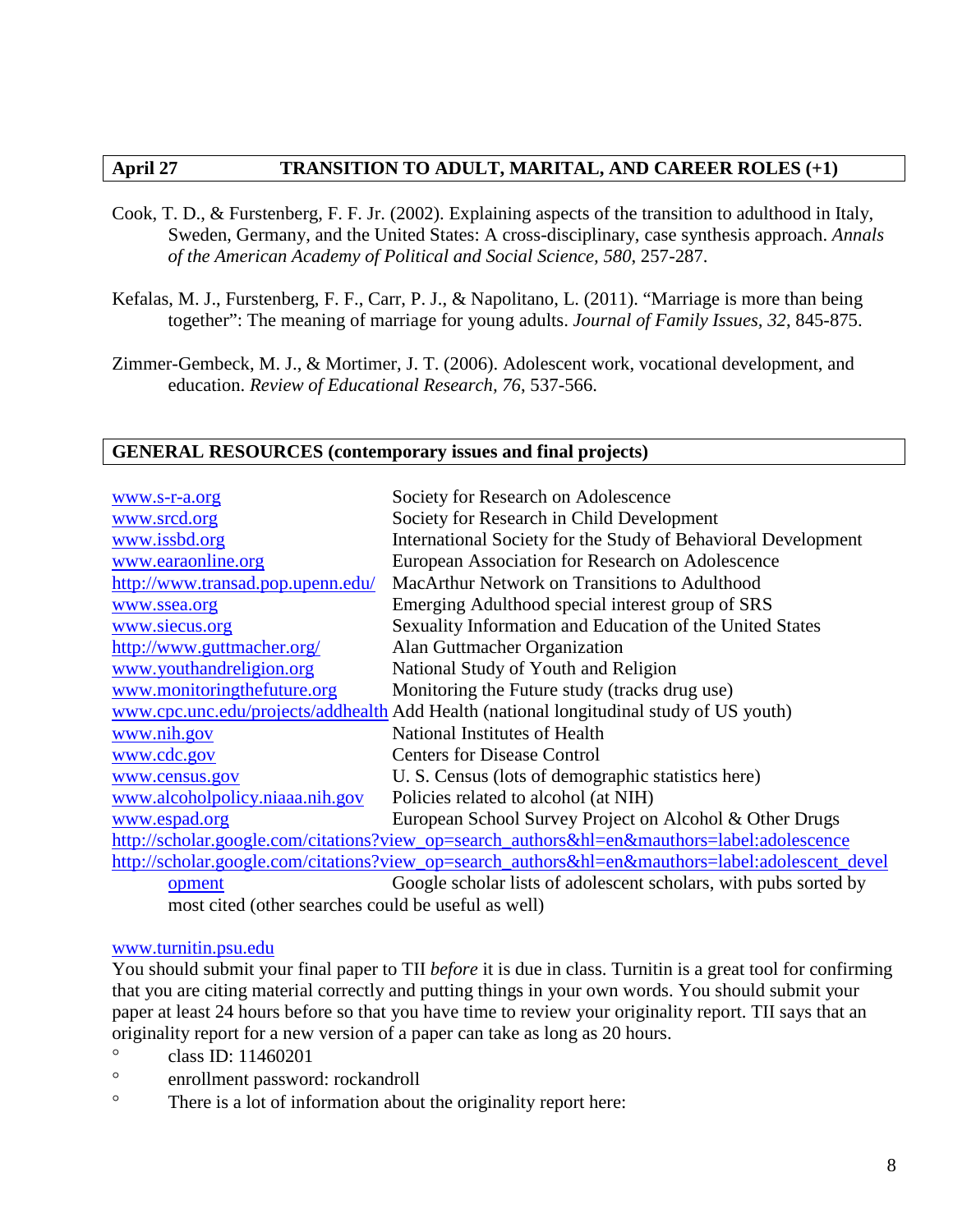## April 27 TRANSITION TO ADULT, MARITAL, AND CAREER ROLES (+1)

Cook, T. D., & Furstenberg, F. F. Jr. (2002). Explaining aspects of the transition to adulthood in Italy, Sweden, Germany, and the United States: A cross-disciplinary, case synthesis approach. *Annals of the American Academy of Political and Social Science, 580*, 257-287.

Kefalas, M. J., Furstenberg, F. F., Carr, P. J., & Napolitano, L. (2011). "Marriage is more than being together": The meaning of marriage for young adults. *Journal of Family Issues, 32*, 845-875.

Zimmer-Gembeck, M. J., & Mortimer, J. T. (2006). Adolescent work, vocational development, and education. *Review of Educational Research, 76*, 537-566.

## GENERAL RESOURCES (contemporary issues and final projects)

| | |
|---|---|
| www.s-r-a.org | Society for Research on Adolescence |
| www.srcd.org | Society for Research in Child Development |
| www.issbd.org | International Society for the Study of Behavioral Development |
| www.earaonline.org | European Association for Research on Adolescence |
| http://www.transad.pop.upenn.edu/ | MacArthur Network on Transitions to Adulthood |
| www.ssea.org | Emerging Adulthood special interest group of SRS |
| www.siecus.org | Sexuality Information and Education of the United States |
| http://www.guttmacher.org/ | Alan Guttmacher Organization |
| www.youthandreligion.org | National Study of Youth and Religion |
| www.monitoringthefuture.org | Monitoring the Future study (tracks drug use) |
| www.cpc.unc.edu/projects/addhealth | Add Health (national longitudinal study of US youth) |
| www.nih.gov | National Institutes of Health |
| www.cdc.gov | Centers for Disease Control |
| www.census.gov | U. S. Census (lots of demographic statistics here) |
| www.alcoholpolicy.niaaa.nih.gov | Policies related to alcohol (at NIH) |
| www.espad.org | European School Survey Project on Alcohol & Other Drugs |

http://scholar.google.com/citations?view_op=search_authors&hl=en&mauthors=label:adolescence
http://scholar.google.com/citations?view_op=search_authors&hl=en&mauthors=label:adolescent_development Google scholar lists of adolescent scholars, with pubs sorted by most cited (other searches could be useful as well)

www.turnitin.psu.edu
You should submit your final paper to TII *before* it is due in class. Turnitin is a great tool for confirming that you are citing material correctly and putting things in your own words. You should submit your paper at least 24 hours before so that you have time to review your originality report. TII says that an originality report for a new version of a paper can take as long as 20 hours.

- class ID: 11460201
- enrollment password: rockandroll
- There is a lot of information about the originality report here: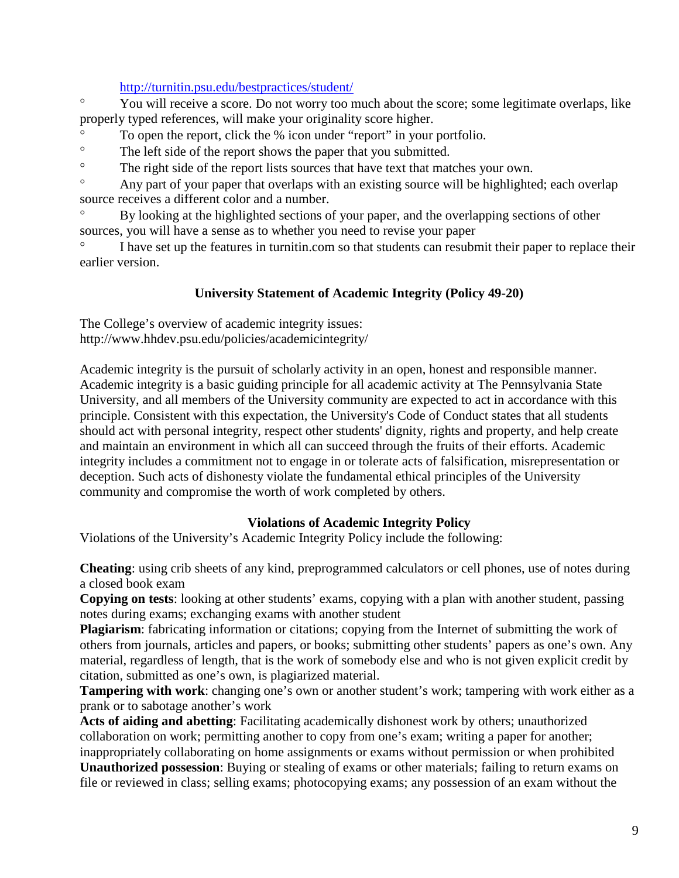http://turnitin.psu.edu/bestpractices/student/

- You will receive a score. Do not worry too much about the score; some legitimate overlaps, like properly typed references, will make your originality score higher.
- To open the report, click the % icon under "report" in your portfolio.
- The left side of the report shows the paper that you submitted.
- The right side of the report lists sources that have text that matches your own.
- Any part of your paper that overlaps with an existing source will be highlighted; each overlap source receives a different color and a number.
- By looking at the highlighted sections of your paper, and the overlapping sections of other sources, you will have a sense as to whether you need to revise your paper
- I have set up the features in turnitin.com so that students can resubmit their paper to replace their earlier version.

## University Statement of Academic Integrity (Policy 49-20)

The College's overview of academic integrity issues:
http://www.hhdev.psu.edu/policies/academicintegrity/

Academic integrity is the pursuit of scholarly activity in an open, honest and responsible manner. Academic integrity is a basic guiding principle for all academic activity at The Pennsylvania State University, and all members of the University community are expected to act in accordance with this principle. Consistent with this expectation, the University's Code of Conduct states that all students should act with personal integrity, respect other students' dignity, rights and property, and help create and maintain an environment in which all can succeed through the fruits of their efforts. Academic integrity includes a commitment not to engage in or tolerate acts of falsification, misrepresentation or deception. Such acts of dishonesty violate the fundamental ethical principles of the University community and compromise the worth of work completed by others.

### Violations of Academic Integrity Policy

Violations of the University's Academic Integrity Policy include the following:

**Cheating**: using crib sheets of any kind, preprogrammed calculators or cell phones, use of notes during a closed book exam

**Copying on tests**: looking at other students' exams, copying with a plan with another student, passing notes during exams; exchanging exams with another student

**Plagiarism**: fabricating information or citations; copying from the Internet of submitting the work of others from journals, articles and papers, or books; submitting other students' papers as one's own. Any material, regardless of length, that is the work of somebody else and who is not given explicit credit by citation, submitted as one's own, is plagiarized material.

**Tampering with work**: changing one's own or another student's work; tampering with work either as a prank or to sabotage another's work

**Acts of aiding and abetting**: Facilitating academically dishonest work by others; unauthorized collaboration on work; permitting another to copy from one's exam; writing a paper for another; inappropriately collaborating on home assignments or exams without permission or when prohibited

**Unauthorized possession**: Buying or stealing of exams or other materials; failing to return exams on file or reviewed in class; selling exams; photocopying exams; any possession of an exam without the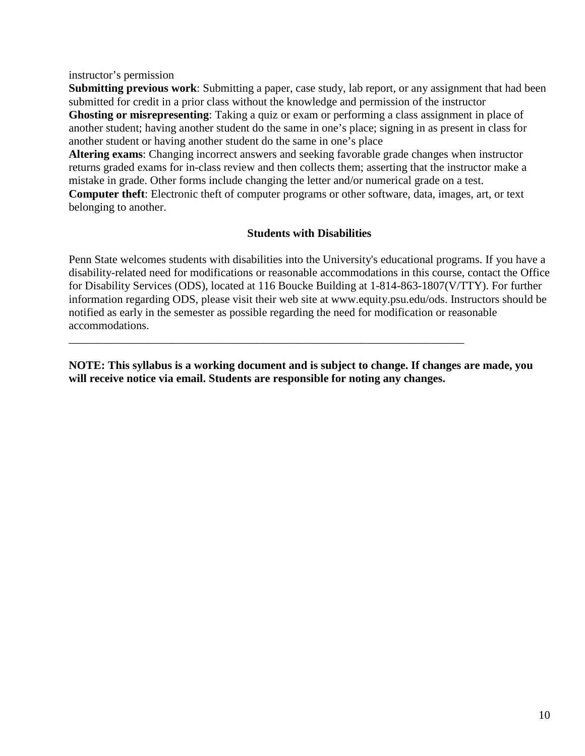instructor's permission

**Submitting previous work**: Submitting a paper, case study, lab report, or any assignment that had been submitted for credit in a prior class without the knowledge and permission of the instructor

**Ghosting or misrepresenting**: Taking a quiz or exam or performing a class assignment in place of another student; having another student do the same in one's place; signing in as present in class for another student or having another student do the same in one's place

**Altering exams**: Changing incorrect answers and seeking favorable grade changes when instructor returns graded exams for in-class review and then collects them; asserting that the instructor make a mistake in grade. Other forms include changing the letter and/or numerical grade on a test.

**Computer theft**: Electronic theft of computer programs or other software, data, images, art, or text belonging to another.

### Students with Disabilities

Penn State welcomes students with disabilities into the University's educational programs. If you have a disability-related need for modifications or reasonable accommodations in this course, contact the Office for Disability Services (ODS), located at 116 Boucke Building at 1-814-863-1807(V/TTY). For further information regarding ODS, please visit their web site at www.equity.psu.edu/ods. Instructors should be notified as early in the semester as possible regarding the need for modification or reasonable accommodations.

---

**NOTE: This syllabus is a working document and is subject to change. If changes are made, you will receive notice via email. Students are responsible for noting any changes.**